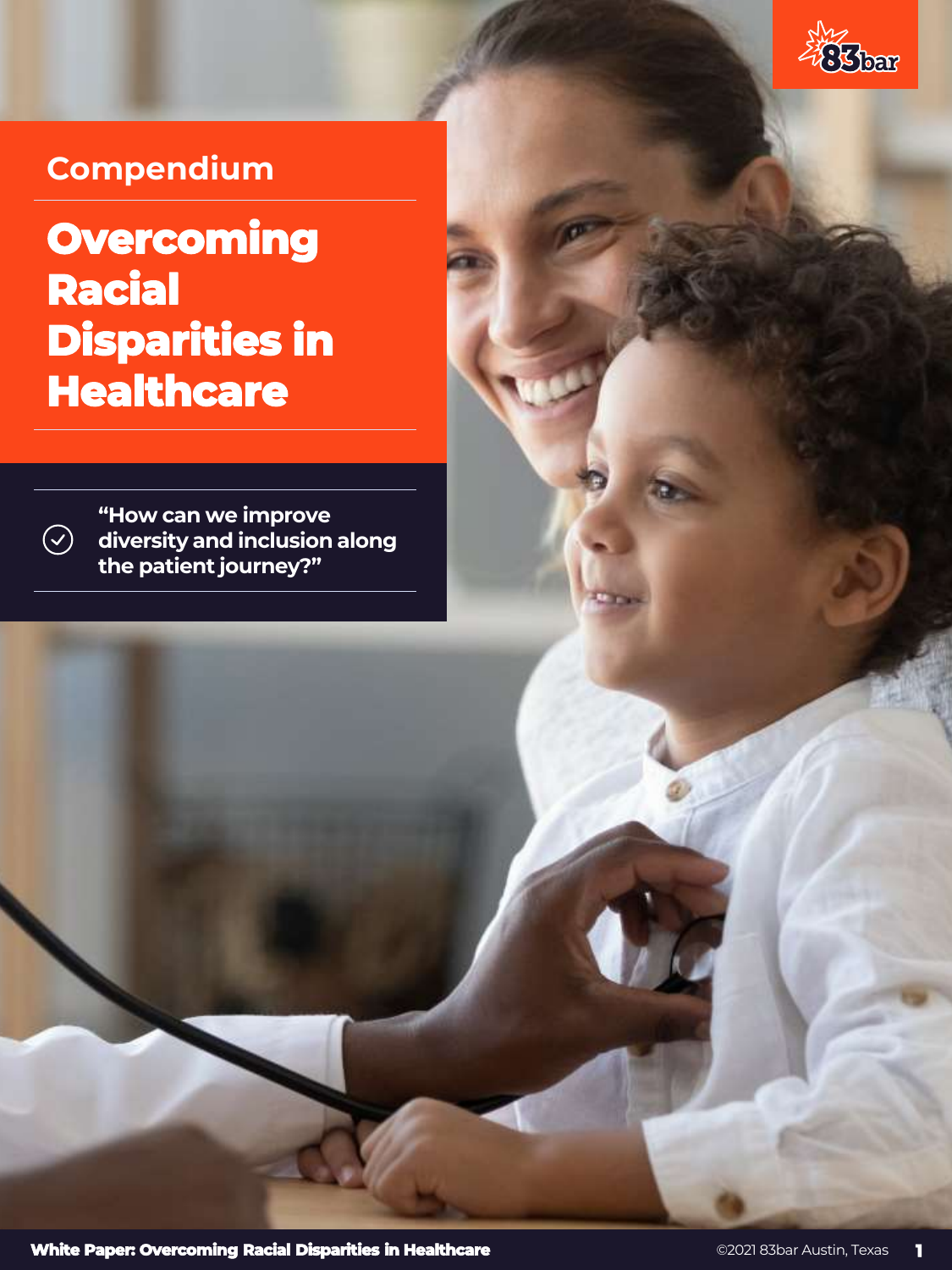Compendium

# Overcoming Racial Disparities in Healthcare

"How can we improve diversity and inclusion along the patient journey?"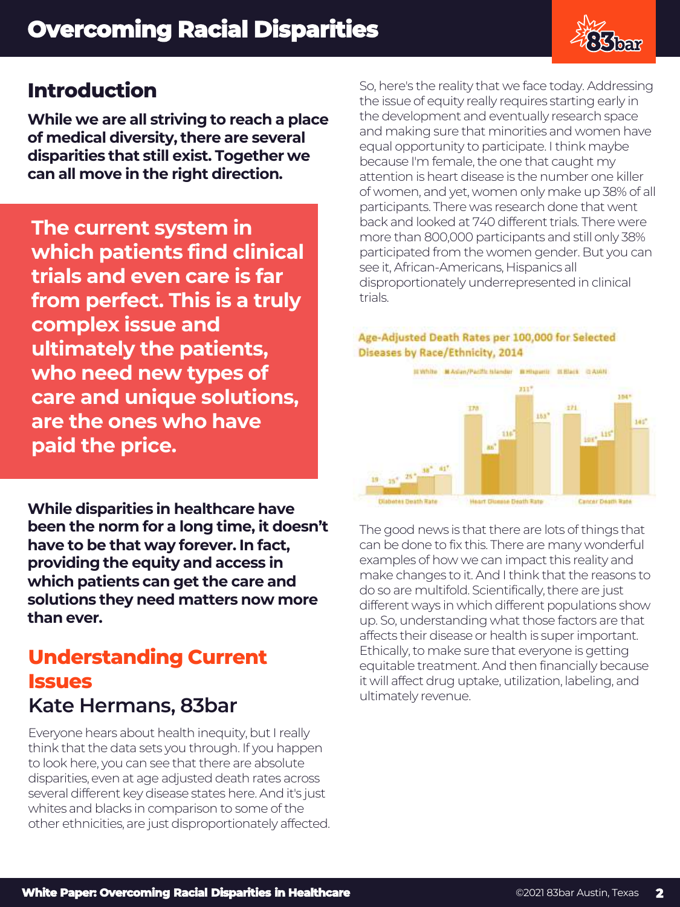# Overcoming Racial Disparities

## Introduction

**While we are all striving to reach a place of medical diversity, there are several disparities that still exist. Together we can all move in the right direction.**

**The current system in which patients find clinical trials and even care is far from perfect. This is a truly complex issue and ultimately the patients, who need new types of care and unique solutions, are the ones who have paid the price.**

**While disparities in healthcare have been the norm for a long time, it doesn't have to be that way forever. In fact, providing the equity and access in which patients can get the care and solutions they need matters now more than ever.**

## Understanding Current Issues

### Kate Hermans, 83bar

Everyone hears about health inequity, but I really think that the data sets you through. If you happen to look here, you can see that there are absolute disparities, even at age adjusted death rates across several different key disease states here. And it's just whites and blacks in comparison to some of the other ethnicities, are just disproportionately affected.

So, here's the reality that we face today. Addressing the issue of equity really requires starting early in the development and eventually research space and making sure that minorities and women have equal opportunity to participate. I think maybe because I'm female, the one that caught my attention is heart disease is the number one killer of women, and yet, women only make up 38% of all participants. There was research done that went back and looked at 740 different trials. There were more than 800,000 participants and still only 38% participated from the women gender. But you can see it, African-Americans, Hispanics all disproportionately underrepresented in clinical trials.

**Age-Adjusted Death Rates per 100,000 for Selected Diseases by Race/Ethnicity, 2014**

| | White | Asian/Pacific Islander | Hispanic | Black | AIAN |
|---|---|---|---|---|---|
| Diabetes Death Rate | 19 | 15* | 25* | 38* | 41* |
| Heart Disease Death Rate | 170 | 86* | 116* | 211* | 153* |
| Cancer Death Rate | 171 | 103* | 115* | 194* | 141* |

The good news is that there are lots of things that can be done to fix this. There are many wonderful examples of how we can impact this reality and make changes to it. And I think that the reasons to do so are multifold. Scientifically, there are just different ways in which different populations show up. So, understanding what those factors are that affects their disease or health is super important. Ethically, to make sure that everyone is getting equitable treatment. And then financially because it will affect drug uptake, utilization, labeling, and ultimately revenue.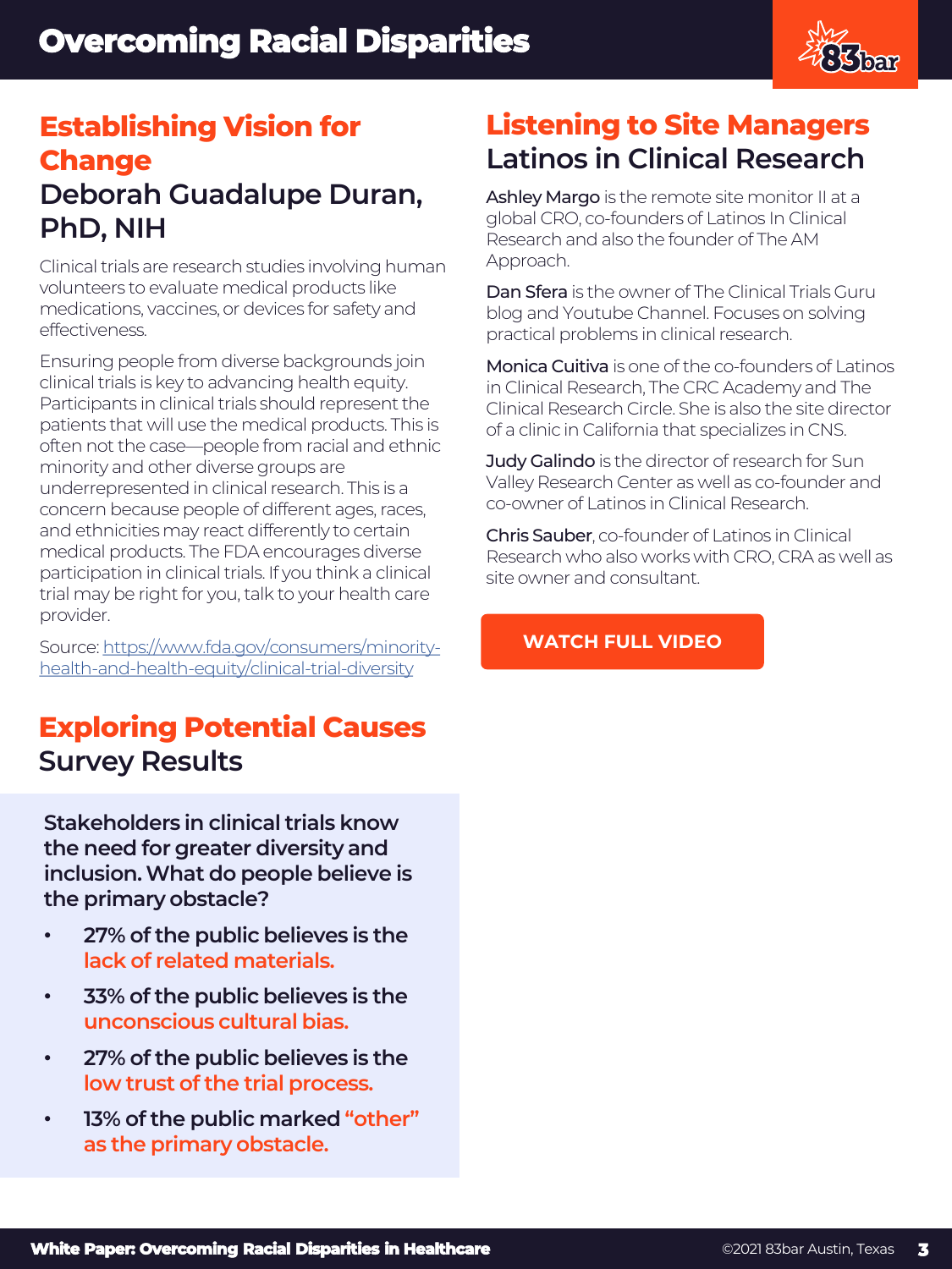# Overcoming Racial Disparities

## Establishing Vision for Change

### Deborah Guadalupe Duran, PhD, NIH

Clinical trials are research studies involving human volunteers to evaluate medical products like medications, vaccines, or devices for safety and effectiveness.

Ensuring people from diverse backgrounds join clinical trials is key to advancing health equity. Participants in clinical trials should represent the patients that will use the medical products. This is often not the case—people from racial and ethnic minority and other diverse groups are underrepresented in clinical research. This is a concern because people of different ages, races, and ethnicities may react differently to certain medical products. The FDA encourages diverse participation in clinical trials. If you think a clinical trial may be right for you, talk to your health care provider.

Source: [https://www.fda.gov/consumers/minority-health-and-health-equity/clinical-trial-diversity](https://www.fda.gov/consumers/minority-health-and-health-equity/clinical-trial-diversity)

## Exploring Potential Causes

### Survey Results

**Stakeholders in clinical trials know the need for greater diversity and inclusion. What do people believe is the primary obstacle?**

- **27% of the public believes is the lack of related materials.**
- **33% of the public believes is the unconscious cultural bias.**
- **27% of the public believes is the low trust of the trial process.**
- **13% of the public marked "other" as the primary obstacle.**

## Listening to Site Managers

### Latinos in Clinical Research

Ashley Margo is the remote site monitor II at a global CRO, co-founders of Latinos In Clinical Research and also the founder of The AM Approach.

Dan Sfera is the owner of The Clinical Trials Guru blog and Youtube Channel. Focuses on solving practical problems in clinical research.

Monica Cuitiva is one of the co-founders of Latinos in Clinical Research, The CRC Academy and The Clinical Research Circle. She is also the site director of a clinic in California that specializes in CNS.

Judy Galindo is the director of research for Sun Valley Research Center as well as co-founder and co-owner of Latinos in Clinical Research.

Chris Sauber, co-founder of Latinos in Clinical Research who also works with CRO, CRA as well as site owner and consultant.

WATCH FULL VIDEO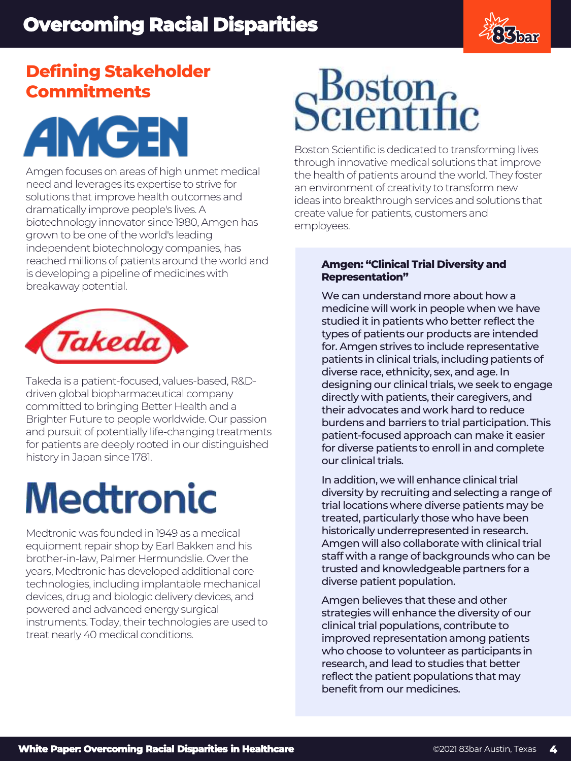# Overcoming Racial Disparities

## Defining Stakeholder Commitments

AMGEN

Amgen focuses on areas of high unmet medical need and leverages its expertise to strive for solutions that improve health outcomes and dramatically improve people's lives. A biotechnology innovator since 1980, Amgen has grown to be one of the world's leading independent biotechnology companies, has reached millions of patients around the world and is developing a pipeline of medicines with breakaway potential.

Takeda

Takeda is a patient-focused, values-based, R&D-driven global biopharmaceutical company committed to bringing Better Health and a Brighter Future to people worldwide. Our passion and pursuit of potentially life-changing treatments for patients are deeply rooted in our distinguished history in Japan since 1781.

Medtronic

Medtronic was founded in 1949 as a medical equipment repair shop by Earl Bakken and his brother-in-law, Palmer Hermundslie. Over the years, Medtronic has developed additional core technologies, including implantable mechanical devices, drug and biologic delivery devices, and powered and advanced energy surgical instruments. Today, their technologies are used to treat nearly 40 medical conditions.

Boston Scientific

Boston Scientific is dedicated to transforming lives through innovative medical solutions that improve the health of patients around the world. They foster an environment of creativity to transform new ideas into breakthrough services and solutions that create value for patients, customers and employees.

**Amgen: "Clinical Trial Diversity and Representation"**

We can understand more about how a medicine will work in people when we have studied it in patients who better reflect the types of patients our products are intended for. Amgen strives to include representative patients in clinical trials, including patients of diverse race, ethnicity, sex, and age. In designing our clinical trials, we seek to engage directly with patients, their caregivers, and their advocates and work hard to reduce burdens and barriers to trial participation. This patient-focused approach can make it easier for diverse patients to enroll in and complete our clinical trials.

In addition, we will enhance clinical trial diversity by recruiting and selecting a range of trial locations where diverse patients may be treated, particularly those who have been historically underrepresented in research. Amgen will also collaborate with clinical trial staff with a range of backgrounds who can be trusted and knowledgeable partners for a diverse patient population.

Amgen believes that these and other strategies will enhance the diversity of our clinical trial populations, contribute to improved representation among patients who choose to volunteer as participants in research, and lead to studies that better reflect the patient populations that may benefit from our medicines.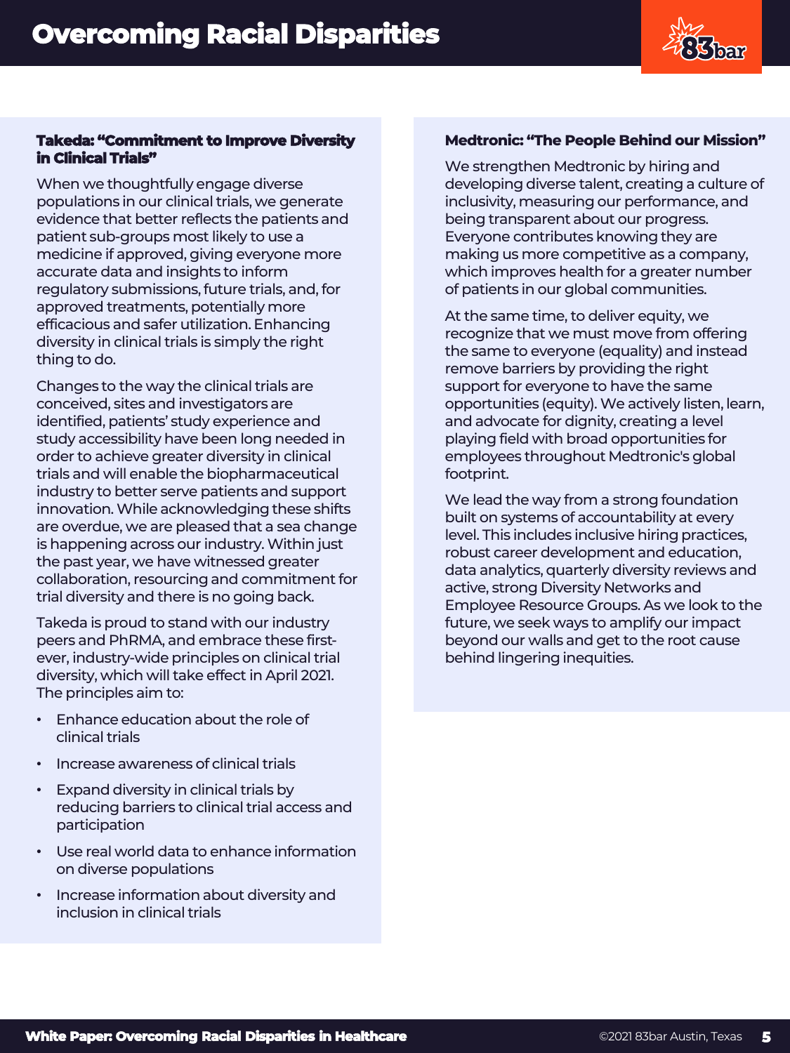# Overcoming Racial Disparities

### Takeda: "Commitment to Improve Diversity in Clinical Trials"

When we thoughtfully engage diverse populations in our clinical trials, we generate evidence that better reflects the patients and patient sub-groups most likely to use a medicine if approved, giving everyone more accurate data and insights to inform regulatory submissions, future trials, and, for approved treatments, potentially more efficacious and safer utilization. Enhancing diversity in clinical trials is simply the right thing to do.

Changes to the way the clinical trials are conceived, sites and investigators are identified, patients' study experience and study accessibility have been long needed in order to achieve greater diversity in clinical trials and will enable the biopharmaceutical industry to better serve patients and support innovation. While acknowledging these shifts are overdue, we are pleased that a sea change is happening across our industry. Within just the past year, we have witnessed greater collaboration, resourcing and commitment for trial diversity and there is no going back.

Takeda is proud to stand with our industry peers and PhRMA, and embrace these first-ever, industry-wide principles on clinical trial diversity, which will take effect in April 2021. The principles aim to:

- Enhance education about the role of clinical trials
- Increase awareness of clinical trials
- Expand diversity in clinical trials by reducing barriers to clinical trial access and participation
- Use real world data to enhance information on diverse populations
- Increase information about diversity and inclusion in clinical trials

### Medtronic: "The People Behind our Mission"

We strengthen Medtronic by hiring and developing diverse talent, creating a culture of inclusivity, measuring our performance, and being transparent about our progress. Everyone contributes knowing they are making us more competitive as a company, which improves health for a greater number of patients in our global communities.

At the same time, to deliver equity, we recognize that we must move from offering the same to everyone (equality) and instead remove barriers by providing the right support for everyone to have the same opportunities (equity). We actively listen, learn, and advocate for dignity, creating a level playing field with broad opportunities for employees throughout Medtronic's global footprint.

We lead the way from a strong foundation built on systems of accountability at every level. This includes inclusive hiring practices, robust career development and education, data analytics, quarterly diversity reviews and active, strong Diversity Networks and Employee Resource Groups. As we look to the future, we seek ways to amplify our impact beyond our walls and get to the root cause behind lingering inequities.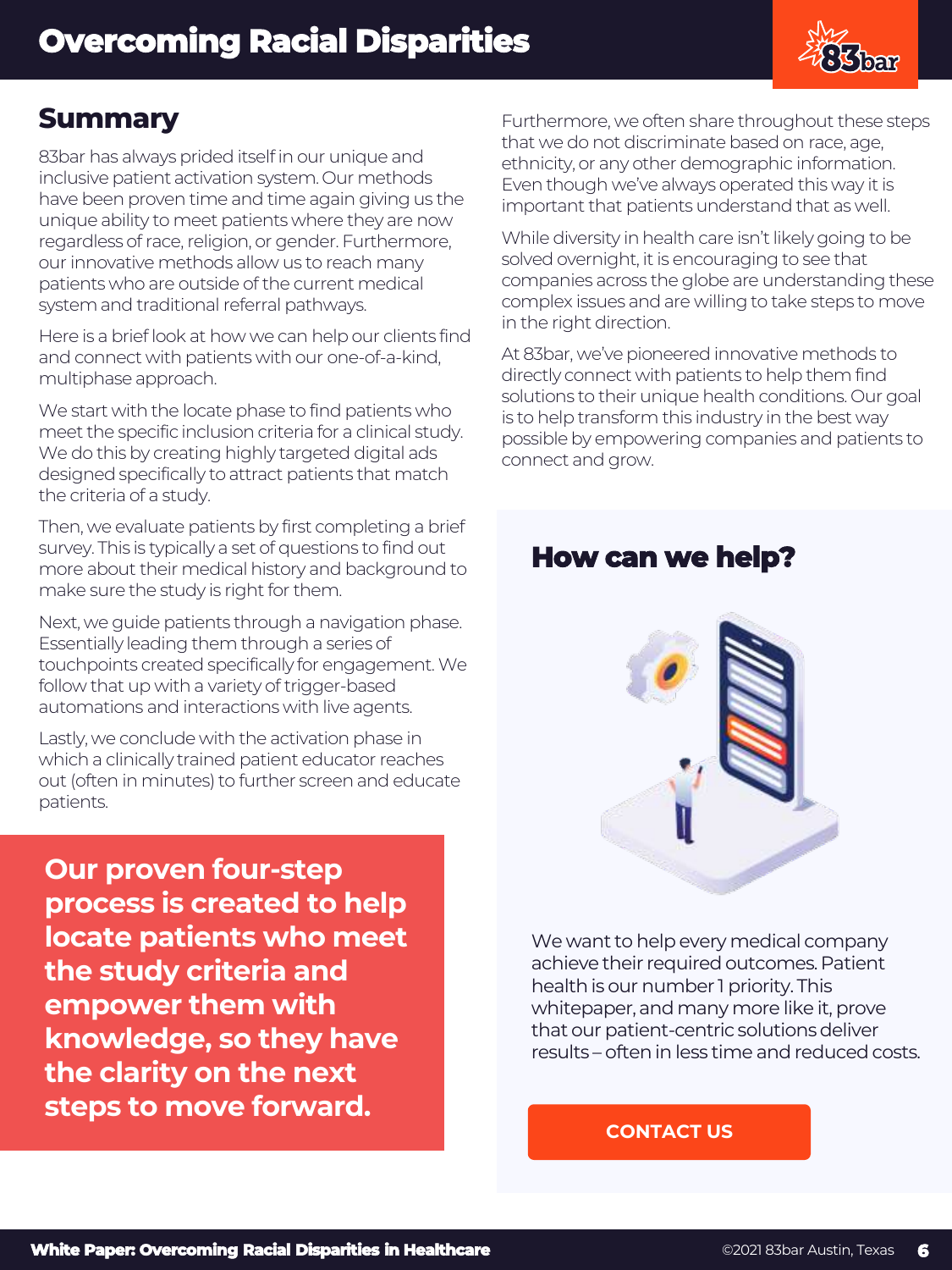# Overcoming Racial Disparities

## Summary

83bar has always prided itself in our unique and inclusive patient activation system. Our methods have been proven time and time again giving us the unique ability to meet patients where they are now regardless of race, religion, or gender. Furthermore, our innovative methods allow us to reach many patients who are outside of the current medical system and traditional referral pathways.

Here is a brief look at how we can help our clients find and connect with patients with our one-of-a-kind, multiphase approach.

We start with the locate phase to find patients who meet the specific inclusion criteria for a clinical study. We do this by creating highly targeted digital ads designed specifically to attract patients that match the criteria of a study.

Then, we evaluate patients by first completing a brief survey. This is typically a set of questions to find out more about their medical history and background to make sure the study is right for them.

Next, we guide patients through a navigation phase. Essentially leading them through a series of touchpoints created specifically for engagement. We follow that up with a variety of trigger-based automations and interactions with live agents.

Lastly, we conclude with the activation phase in which a clinically trained patient educator reaches out (often in minutes) to further screen and educate patients.

**Our proven four-step process is created to help locate patients who meet the study criteria and empower them with knowledge, so they have the clarity on the next steps to move forward.**

Furthermore, we often share throughout these steps that we do not discriminate based on race, age, ethnicity, or any other demographic information. Even though we've always operated this way it is important that patients understand that as well.

While diversity in health care isn't likely going to be solved overnight, it is encouraging to see that companies across the globe are understanding these complex issues and are willing to take steps to move in the right direction.

At 83bar, we've pioneered innovative methods to directly connect with patients to help them find solutions to their unique health conditions. Our goal is to help transform this industry in the best way possible by empowering companies and patients to connect and grow.

## How can we help?

We want to help every medical company achieve their required outcomes. Patient health is our number 1 priority. This whitepaper, and many more like it, prove that our patient-centric solutions deliver results – often in less time and reduced costs.

CONTACT US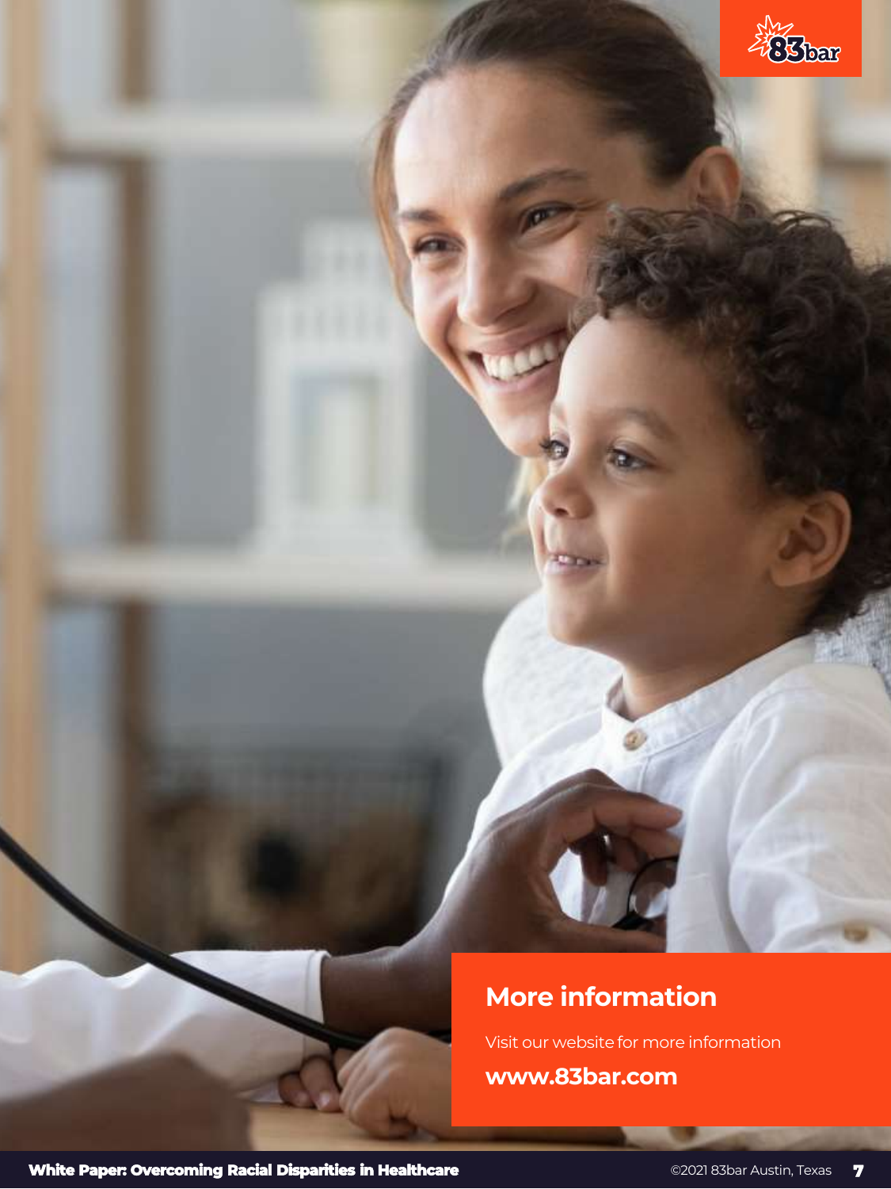## More information

Visit our website for more information

**www.83bar.com**